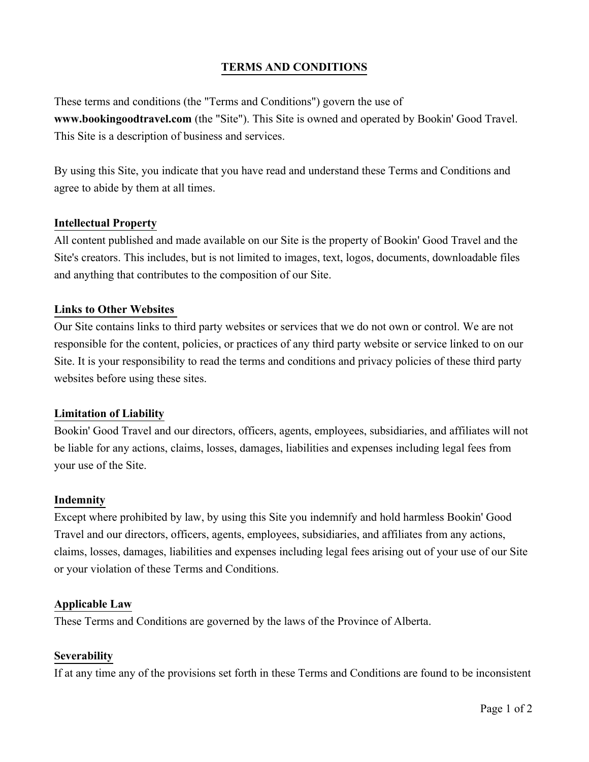# TERMS AND CONDITIONS

These terms and conditions (the "Terms and Conditions") govern the use of **www.bookingoodtravel.com** (the "Site"). This Site is owned and operated by Bookin' Good Travel. This Site is a description of business and services.

By using this Site, you indicate that you have read and understand these Terms and Conditions and agree to abide by them at all times.

## Intellectual Property

All content published and made available on our Site is the property of Bookin' Good Travel and the Site's creators. This includes, but is not limited to images, text, logos, documents, downloadable files and anything that contributes to the composition of our Site.

## Links to Other Websites

Our Site contains links to third party websites or services that we do not own or control. We are not responsible for the content, policies, or practices of any third party website or service linked to on our Site. It is your responsibility to read the terms and conditions and privacy policies of these third party websites before using these sites.

## Limitation of Liability

Bookin' Good Travel and our directors, officers, agents, employees, subsidiaries, and affiliates will not be liable for any actions, claims, losses, damages, liabilities and expenses including legal fees from your use of the Site.

## Indemnity

Except where prohibited by law, by using this Site you indemnify and hold harmless Bookin' Good Travel and our directors, officers, agents, employees, subsidiaries, and affiliates from any actions, claims, losses, damages, liabilities and expenses including legal fees arising out of your use of our Site or your violation of these Terms and Conditions.

## Applicable Law

These Terms and Conditions are governed by the laws of the Province of Alberta.

## Severability

If at any time any of the provisions set forth in these Terms and Conditions are found to be inconsistent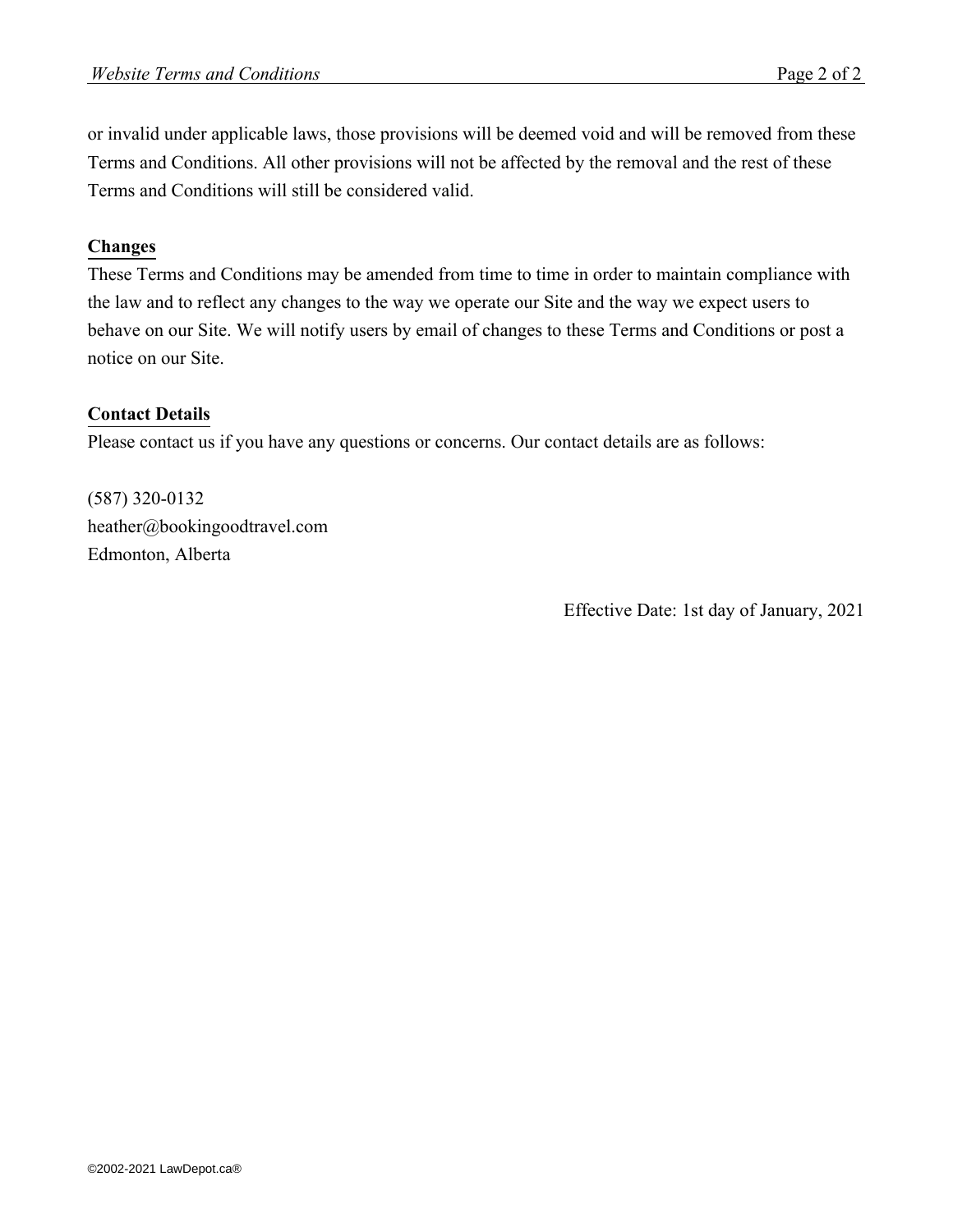or invalid under applicable laws, those provisions will be deemed void and will be removed from these Terms and Conditions. All other provisions will not be affected by the removal and the rest of these Terms and Conditions will still be considered valid.

## Changes

These Terms and Conditions may be amended from time to time in order to maintain compliance with the law and to reflect any changes to the way we operate our Site and the way we expect users to behave on our Site. We will notify users by email of changes to these Terms and Conditions or post a notice on our Site.

## Contact Details

Please contact us if you have any questions or concerns. Our contact details are as follows:

(587) 320-0132
heather@bookingoodtravel.com
Edmonton, Alberta

Effective Date: 1st day of January, 2021

©2002-2021 LawDepot.ca®